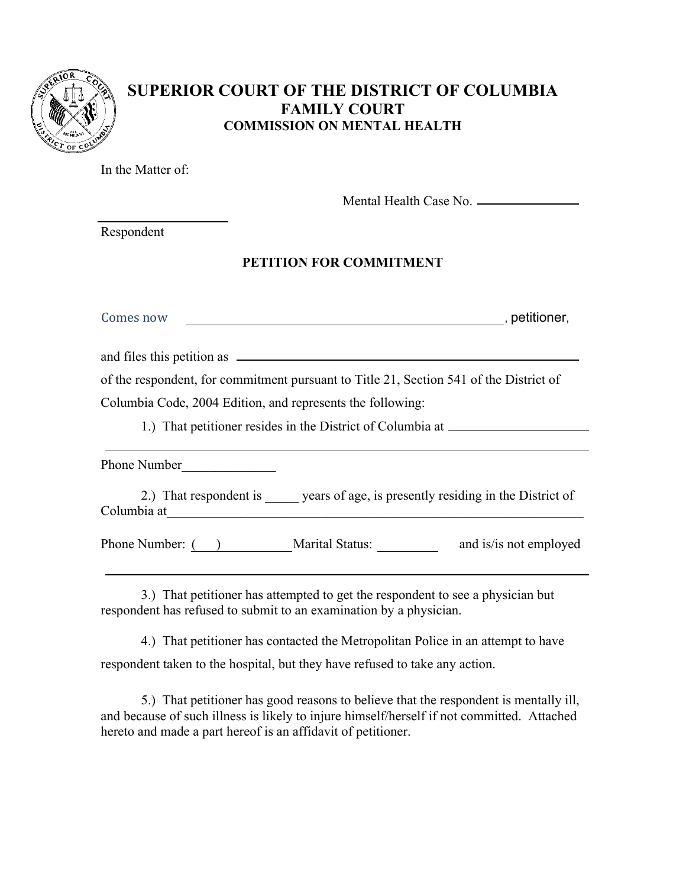# SUPERIOR COURT OF THE DISTRICT OF COLUMBIA
## FAMILY COURT
### COMMISSION ON MENTAL HEALTH

In the Matter of:

Mental Health Case No. ______________

______________________
Respondent

**PETITION FOR COMMITMENT**

Comes now ______________________________________________, petitioner,

and files this petition as ______________________________________________

of the respondent, for commitment pursuant to Title 21, Section 541 of the District of Columbia Code, 2004 Edition, and represents the following:

1.) That petitioner resides in the District of Columbia at ____________________

_____________________________________________________________________________

Phone Number______________

2.) That respondent is _____ years of age, is presently residing in the District of Columbia at_____________________________________________________________

Phone Number: (\_\_\_)__________Marital Status: _________ and is/is not employed

_____________________________________________________________________________

3.) That petitioner has attempted to get the respondent to see a physician but respondent has refused to submit to an examination by a physician.

4.) That petitioner has contacted the Metropolitan Police in an attempt to have respondent taken to the hospital, but they have refused to take any action.

5.) That petitioner has good reasons to believe that the respondent is mentally ill, and because of such illness is likely to injure himself/herself if not committed. Attached hereto and made a part hereof is an affidavit of petitioner.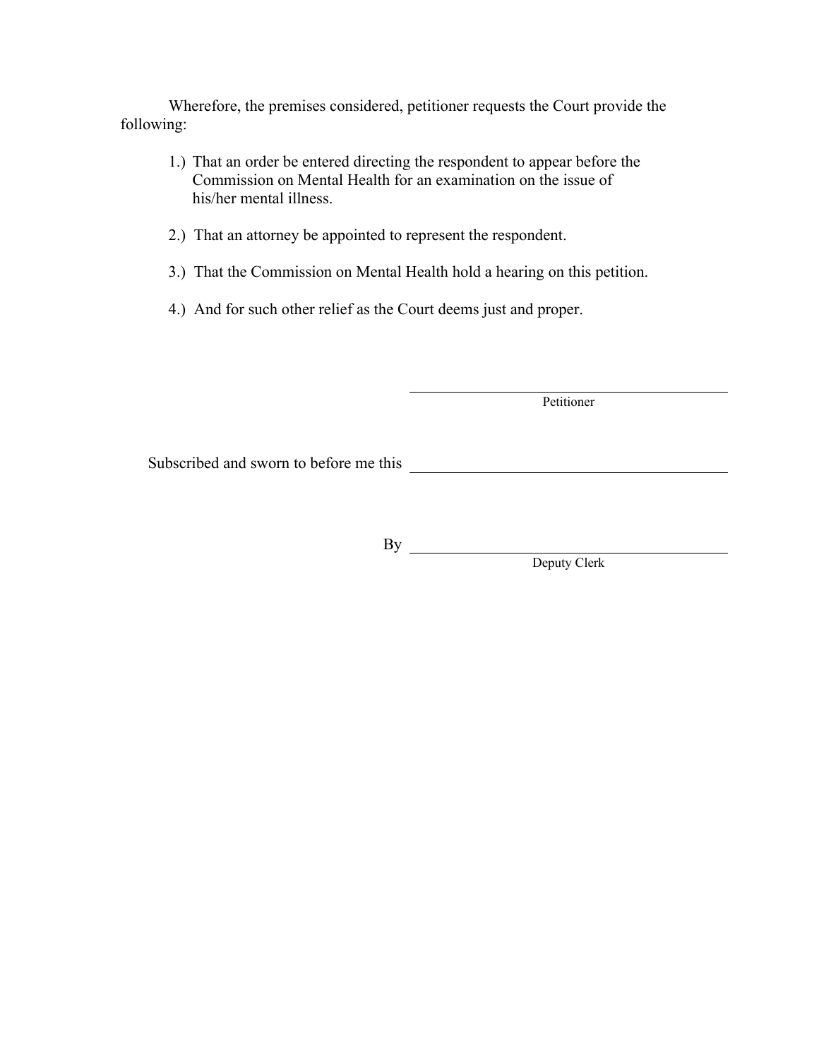Wherefore, the premises considered, petitioner requests the Court provide the following:

1.) That an order be entered directing the respondent to appear before the Commission on Mental Health for an examination on the issue of his/her mental illness.

2.) That an attorney be appointed to represent the respondent.

3.) That the Commission on Mental Health hold a hearing on this petition.

4.) And for such other relief as the Court deems just and proper.

\_\_\_\_\_\_\_\_\_\_\_\_\_\_\_\_\_\_\_\_\_\_\_\_\_\_\_\_\_\_\_\_\_\_\_\_\_\_\_\_
Petitioner

Subscribed and sworn to before me this \_\_\_\_\_\_\_\_\_\_\_\_\_\_\_\_\_\_\_\_\_\_\_\_\_\_\_\_\_\_\_\_\_\_\_\_\_\_\_\_

By \_\_\_\_\_\_\_\_\_\_\_\_\_\_\_\_\_\_\_\_\_\_\_\_\_\_\_\_\_\_\_\_\_\_\_\_\_\_\_\_
Deputy Clerk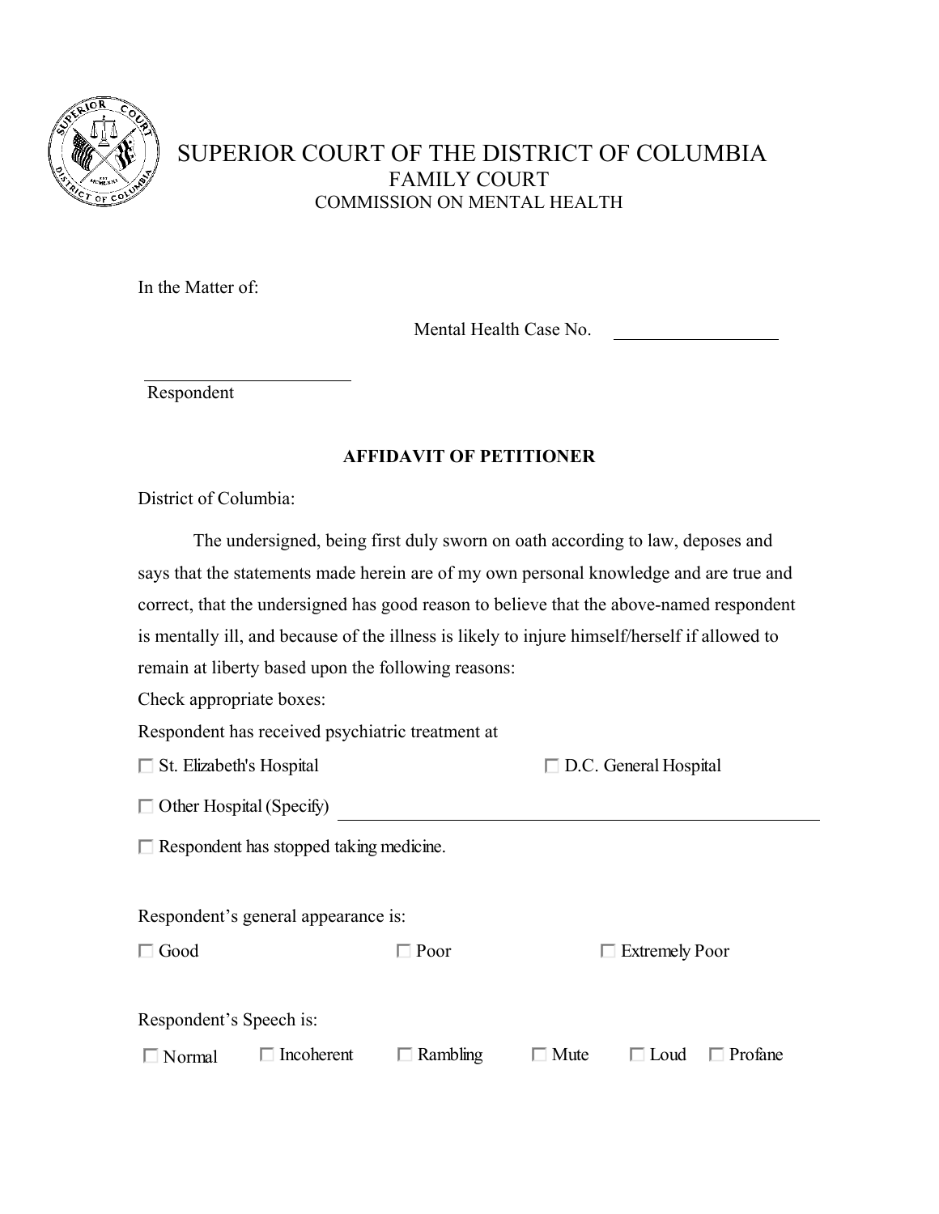SUPERIOR COURT OF THE DISTRICT OF COLUMBIA
FAMILY COURT
COMMISSION ON MENTAL HEALTH

In the Matter of:

Mental Health Case No. ___________________

_________________________
Respondent

**AFFIDAVIT OF PETITIONER**

District of Columbia:

The undersigned, being first duly sworn on oath according to law, deposes and says that the statements made herein are of my own personal knowledge and are true and correct, that the undersigned has good reason to believe that the above-named respondent is mentally ill, and because of the illness is likely to injure himself/herself if allowed to remain at liberty based upon the following reasons:

Check appropriate boxes:

Respondent has received psychiatric treatment at

☐ St. Elizabeth's Hospital ☐ D.C. General Hospital

☐ Other Hospital (Specify) ________________________________________________

☐ Respondent has stopped taking medicine.

Respondent's general appearance is:

☐ Good ☐ Poor ☐ Extremely Poor

Respondent's Speech is:

☐ Normal ☐ Incoherent ☐ Rambling ☐ Mute ☐ Loud ☐ Profane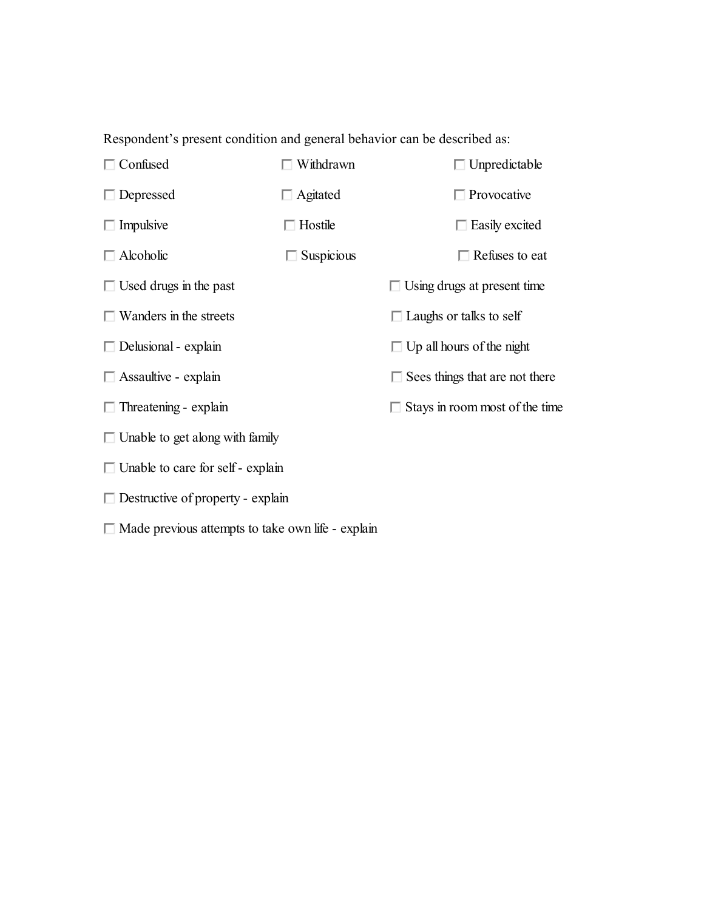Respondent's present condition and general behavior can be described as:

- ☐ Confused
- ☐ Withdrawn
- ☐ Unpredictable
- ☐ Depressed
- ☐ Agitated
- ☐ Provocative
- ☐ Impulsive
- ☐ Hostile
- ☐ Easily excited
- ☐ Alcoholic
- ☐ Suspicious
- ☐ Refuses to eat
- ☐ Used drugs in the past
- ☐ Using drugs at present time
- ☐ Wanders in the streets
- ☐ Laughs or talks to self
- ☐ Delusional - explain
- ☐ Up all hours of the night
- ☐ Assaultive - explain
- ☐ Sees things that are not there
- ☐ Threatening - explain
- ☐ Stays in room most of the time
- ☐ Unable to get along with family
- ☐ Unable to care for self - explain
- ☐ Destructive of property - explain
- ☐ Made previous attempts to take own life - explain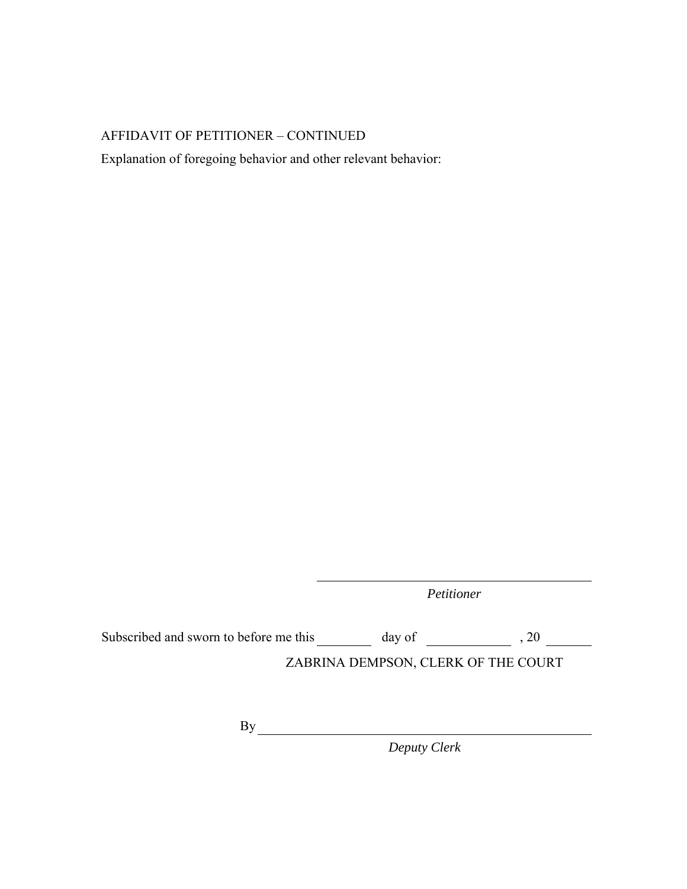AFFIDAVIT OF PETITIONER – CONTINUED

Explanation of foregoing behavior and other relevant behavior:

\_\_\_\_\_\_\_\_\_\_\_\_\_\_\_\_\_\_\_\_\_\_\_\_\_\_\_\_\_\_\_\_\_\_\_\_\_\_\_\_

*Petitioner*

Subscribed and sworn to before me this \_\_\_\_\_\_\_\_ day of \_\_\_\_\_\_\_\_\_\_\_\_ , 20 \_\_\_\_\_\_\_

ZABRINA DEMPSON, CLERK OF THE COURT

By \_\_\_\_\_\_\_\_\_\_\_\_\_\_\_\_\_\_\_\_\_\_\_\_\_\_\_\_\_\_\_\_\_\_\_\_\_\_\_\_\_\_\_\_\_\_\_\_

*Deputy Clerk*